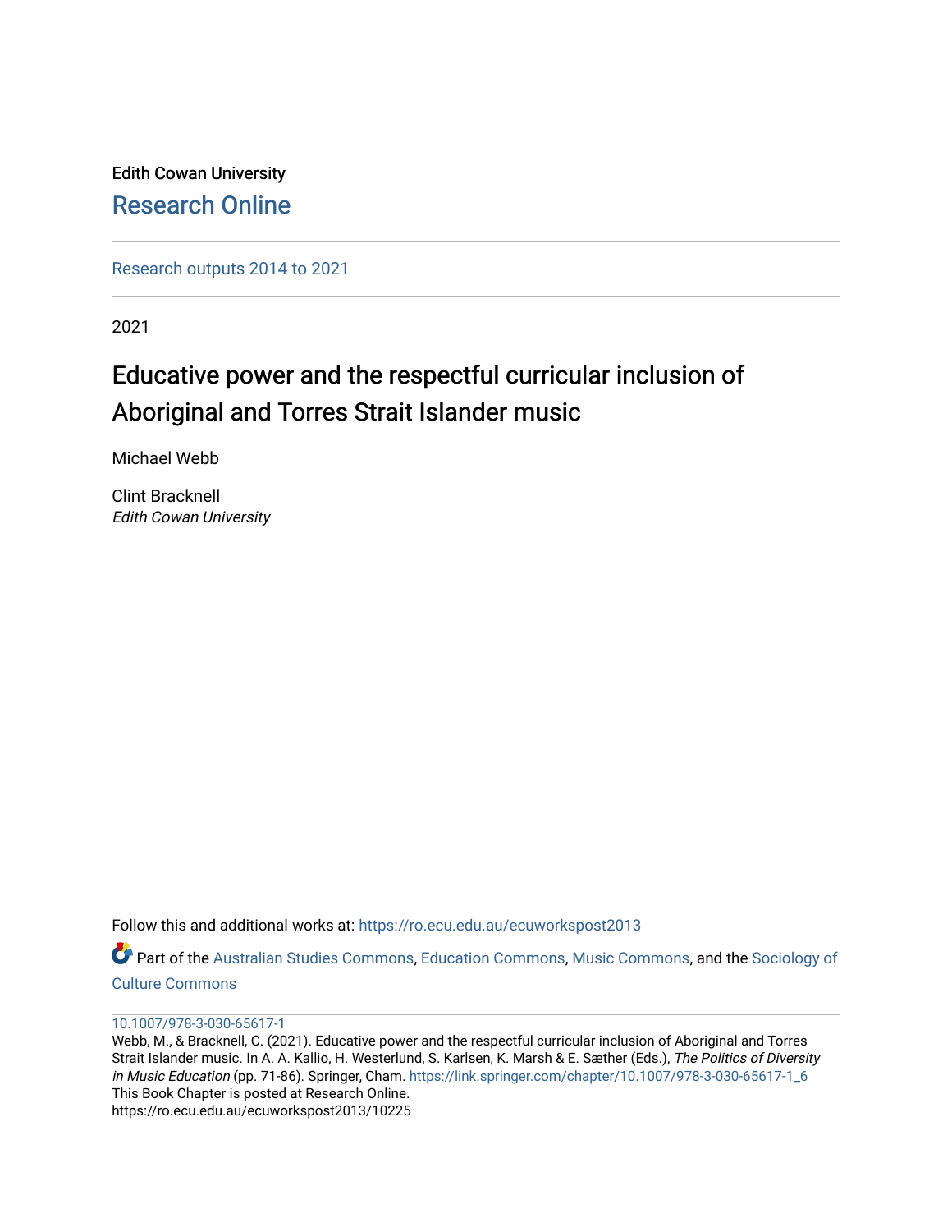Edith Cowan University

Research Online

Research outputs 2014 to 2021

2021

# Educative power and the respectful curricular inclusion of Aboriginal and Torres Strait Islander music

Michael Webb

Clint Bracknell
*Edith Cowan University*

Follow this and additional works at: https://ro.ecu.edu.au/ecuworkspost2013

Part of the Australian Studies Commons, Education Commons, Music Commons, and the Sociology of Culture Commons

10.1007/978-3-030-65617-1

Webb, M., & Bracknell, C. (2021). Educative power and the respectful curricular inclusion of Aboriginal and Torres Strait Islander music. In A. A. Kallio, H. Westerlund, S. Karlsen, K. Marsh & E. Sæther (Eds.), *The Politics of Diversity in Music Education* (pp. 71-86). Springer, Cham. https://link.springer.com/chapter/10.1007/978-3-030-65617-1_6
This Book Chapter is posted at Research Online.
https://ro.ecu.edu.au/ecuworkspost2013/10225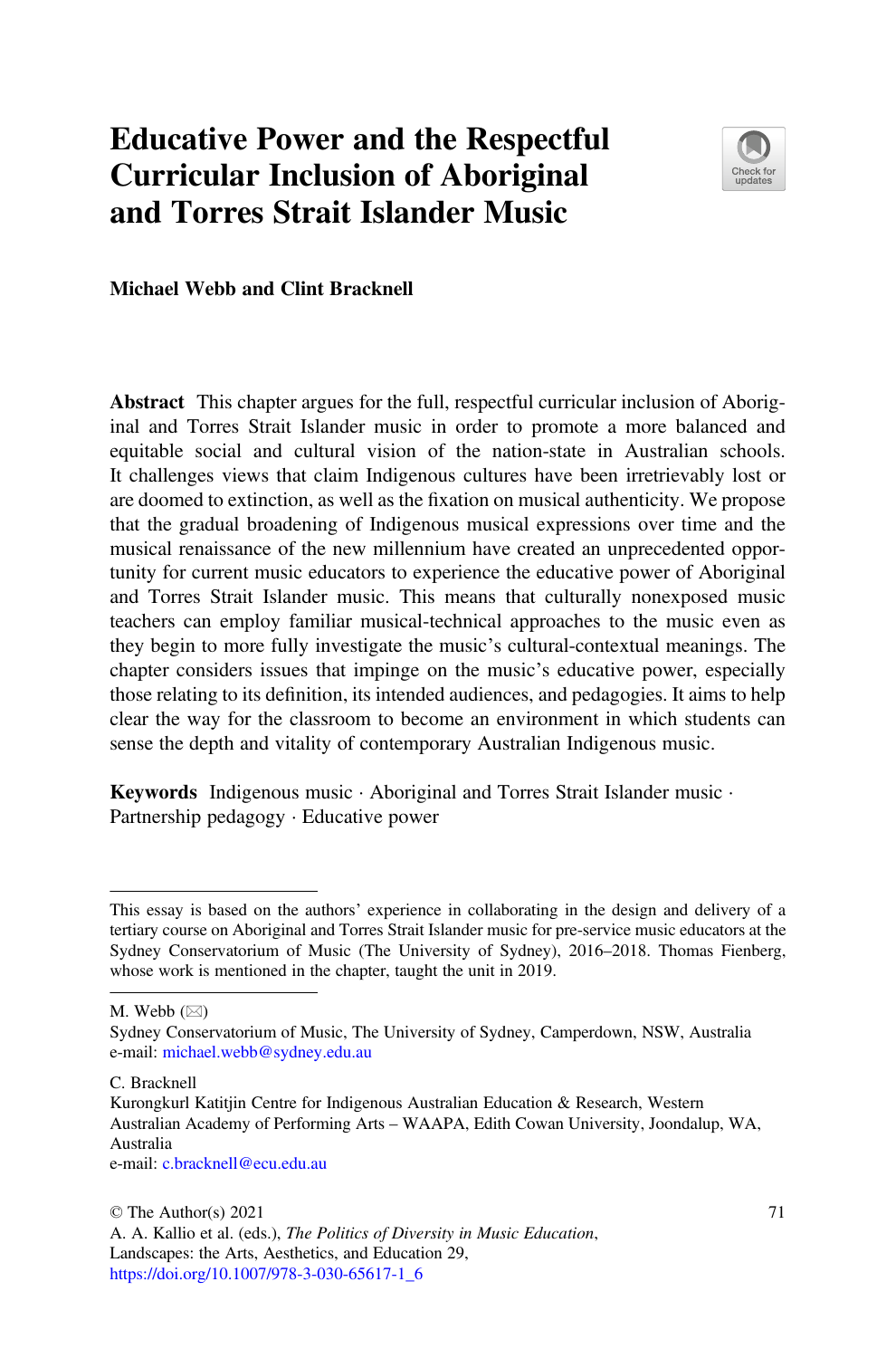# Educative Power and the Respectful Curricular Inclusion of Aboriginal and Torres Strait Islander Music

**Michael Webb and Clint Bracknell**

**Abstract** This chapter argues for the full, respectful curricular inclusion of Aboriginal and Torres Strait Islander music in order to promote a more balanced and equitable social and cultural vision of the nation-state in Australian schools. It challenges views that claim Indigenous cultures have been irretrievably lost or are doomed to extinction, as well as the fixation on musical authenticity. We propose that the gradual broadening of Indigenous musical expressions over time and the musical renaissance of the new millennium have created an unprecedented opportunity for current music educators to experience the educative power of Aboriginal and Torres Strait Islander music. This means that culturally nonexposed music teachers can employ familiar musical-technical approaches to the music even as they begin to more fully investigate the music's cultural-contextual meanings. The chapter considers issues that impinge on the music's educative power, especially those relating to its definition, its intended audiences, and pedagogies. It aims to help clear the way for the classroom to become an environment in which students can sense the depth and vitality of contemporary Australian Indigenous music.

**Keywords** Indigenous music · Aboriginal and Torres Strait Islander music · Partnership pedagogy · Educative power

---

This essay is based on the authors' experience in collaborating in the design and delivery of a tertiary course on Aboriginal and Torres Strait Islander music for pre-service music educators at the Sydney Conservatorium of Music (The University of Sydney), 2016–2018. Thomas Fienberg, whose work is mentioned in the chapter, taught the unit in 2019.

---

M. Webb (✉)
Sydney Conservatorium of Music, The University of Sydney, Camperdown, NSW, Australia
e-mail: michael.webb@sydney.edu.au

C. Bracknell
Kurongkurl Katitjin Centre for Indigenous Australian Education & Research, Western Australian Academy of Performing Arts – WAAPA, Edith Cowan University, Joondalup, WA, Australia
e-mail: c.bracknell@ecu.edu.au

© The Author(s) 2021
A. A. Kallio et al. (eds.), *The Politics of Diversity in Music Education*, Landscapes: the Arts, Aesthetics, and Education 29,
https://doi.org/10.1007/978-3-030-65617-1_6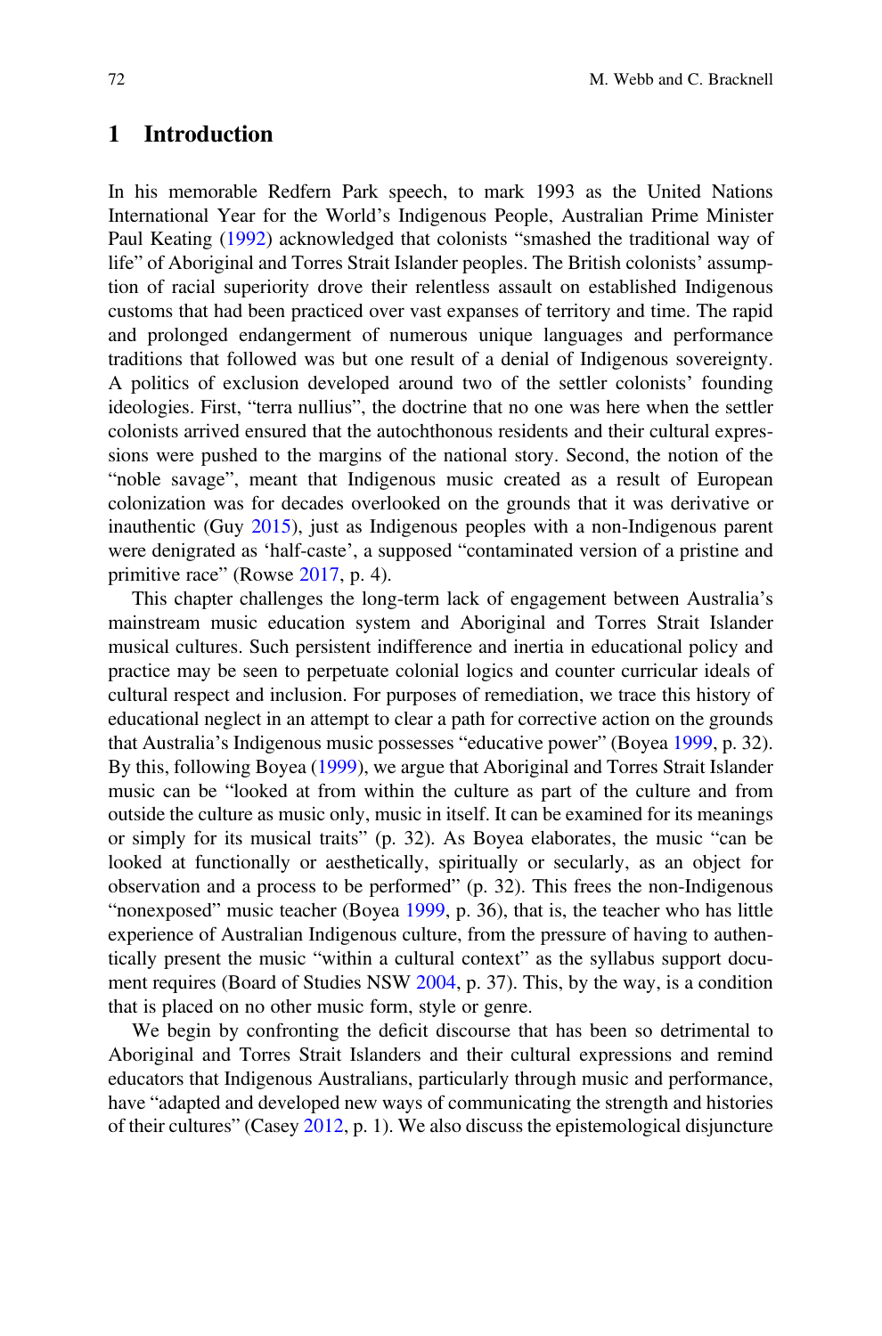## 1 Introduction

In his memorable Redfern Park speech, to mark 1993 as the United Nations International Year for the World's Indigenous People, Australian Prime Minister Paul Keating (1992) acknowledged that colonists "smashed the traditional way of life" of Aboriginal and Torres Strait Islander peoples. The British colonists' assumption of racial superiority drove their relentless assault on established Indigenous customs that had been practiced over vast expanses of territory and time. The rapid and prolonged endangerment of numerous unique languages and performance traditions that followed was but one result of a denial of Indigenous sovereignty. A politics of exclusion developed around two of the settler colonists' founding ideologies. First, "terra nullius", the doctrine that no one was here when the settler colonists arrived ensured that the autochthonous residents and their cultural expressions were pushed to the margins of the national story. Second, the notion of the "noble savage", meant that Indigenous music created as a result of European colonization was for decades overlooked on the grounds that it was derivative or inauthentic (Guy 2015), just as Indigenous peoples with a non-Indigenous parent were denigrated as 'half-caste', a supposed "contaminated version of a pristine and primitive race" (Rowse 2017, p. 4).

This chapter challenges the long-term lack of engagement between Australia's mainstream music education system and Aboriginal and Torres Strait Islander musical cultures. Such persistent indifference and inertia in educational policy and practice may be seen to perpetuate colonial logics and counter curricular ideals of cultural respect and inclusion. For purposes of remediation, we trace this history of educational neglect in an attempt to clear a path for corrective action on the grounds that Australia's Indigenous music possesses "educative power" (Boyea 1999, p. 32). By this, following Boyea (1999), we argue that Aboriginal and Torres Strait Islander music can be "looked at from within the culture as part of the culture and from outside the culture as music only, music in itself. It can be examined for its meanings or simply for its musical traits" (p. 32). As Boyea elaborates, the music "can be looked at functionally or aesthetically, spiritually or secularly, as an object for observation and a process to be performed" (p. 32). This frees the non-Indigenous "nonexposed" music teacher (Boyea 1999, p. 36), that is, the teacher who has little experience of Australian Indigenous culture, from the pressure of having to authentically present the music "within a cultural context" as the syllabus support document requires (Board of Studies NSW 2004, p. 37). This, by the way, is a condition that is placed on no other music form, style or genre.

We begin by confronting the deficit discourse that has been so detrimental to Aboriginal and Torres Strait Islanders and their cultural expressions and remind educators that Indigenous Australians, particularly through music and performance, have "adapted and developed new ways of communicating the strength and histories of their cultures" (Casey 2012, p. 1). We also discuss the epistemological disjuncture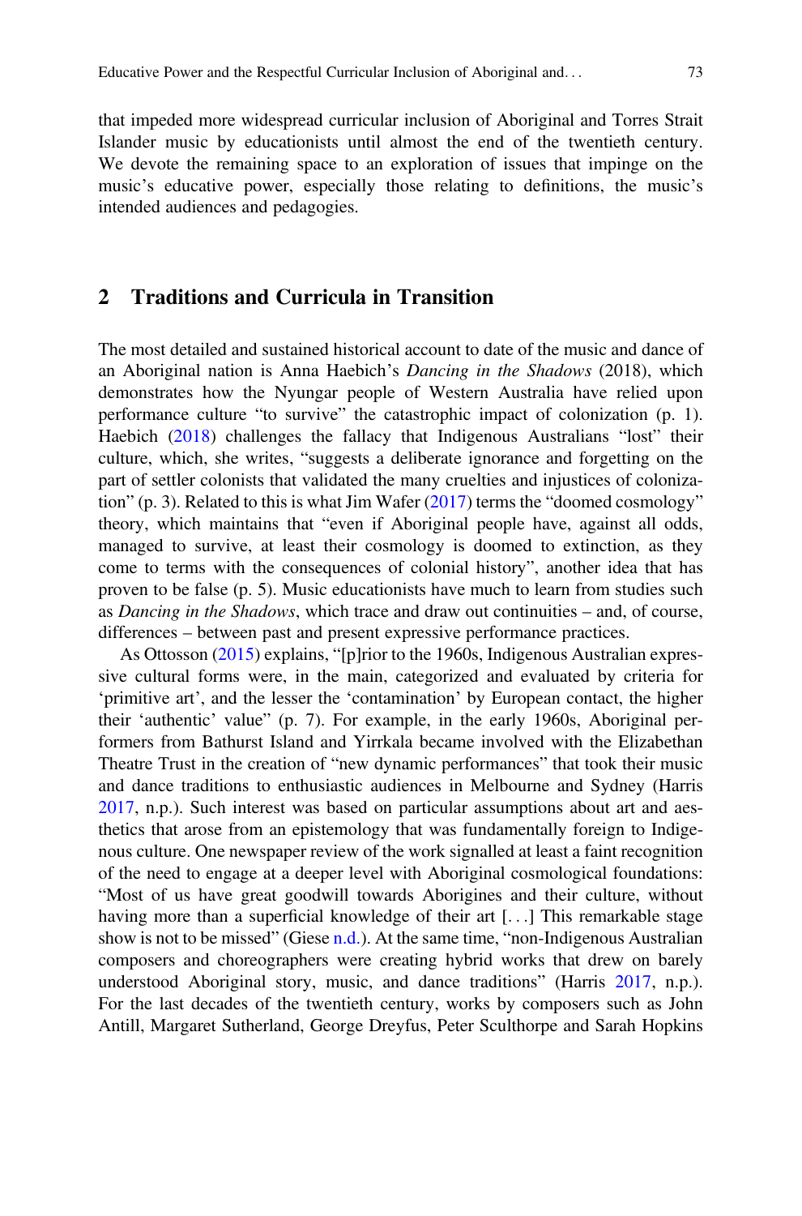that impeded more widespread curricular inclusion of Aboriginal and Torres Strait Islander music by educationists until almost the end of the twentieth century. We devote the remaining space to an exploration of issues that impinge on the music's educative power, especially those relating to definitions, the music's intended audiences and pedagogies.

## 2 Traditions and Curricula in Transition

The most detailed and sustained historical account to date of the music and dance of an Aboriginal nation is Anna Haebich's *Dancing in the Shadows* (2018), which demonstrates how the Nyungar people of Western Australia have relied upon performance culture "to survive" the catastrophic impact of colonization (p. 1). Haebich (2018) challenges the fallacy that Indigenous Australians "lost" their culture, which, she writes, "suggests a deliberate ignorance and forgetting on the part of settler colonists that validated the many cruelties and injustices of colonization" (p. 3). Related to this is what Jim Wafer (2017) terms the "doomed cosmology" theory, which maintains that "even if Aboriginal people have, against all odds, managed to survive, at least their cosmology is doomed to extinction, as they come to terms with the consequences of colonial history", another idea that has proven to be false (p. 5). Music educationists have much to learn from studies such as *Dancing in the Shadows*, which trace and draw out continuities – and, of course, differences – between past and present expressive performance practices.

As Ottosson (2015) explains, "[p]rior to the 1960s, Indigenous Australian expressive cultural forms were, in the main, categorized and evaluated by criteria for 'primitive art', and the lesser the 'contamination' by European contact, the higher their 'authentic' value" (p. 7). For example, in the early 1960s, Aboriginal performers from Bathurst Island and Yirrkala became involved with the Elizabethan Theatre Trust in the creation of "new dynamic performances" that took their music and dance traditions to enthusiastic audiences in Melbourne and Sydney (Harris 2017, n.p.). Such interest was based on particular assumptions about art and aesthetics that arose from an epistemology that was fundamentally foreign to Indigenous culture. One newspaper review of the work signalled at least a faint recognition of the need to engage at a deeper level with Aboriginal cosmological foundations: "Most of us have great goodwill towards Aborigines and their culture, without having more than a superficial knowledge of their art [. . .] This remarkable stage show is not to be missed" (Giese n.d.). At the same time, "non-Indigenous Australian composers and choreographers were creating hybrid works that drew on barely understood Aboriginal story, music, and dance traditions" (Harris 2017, n.p.). For the last decades of the twentieth century, works by composers such as John Antill, Margaret Sutherland, George Dreyfus, Peter Sculthorpe and Sarah Hopkins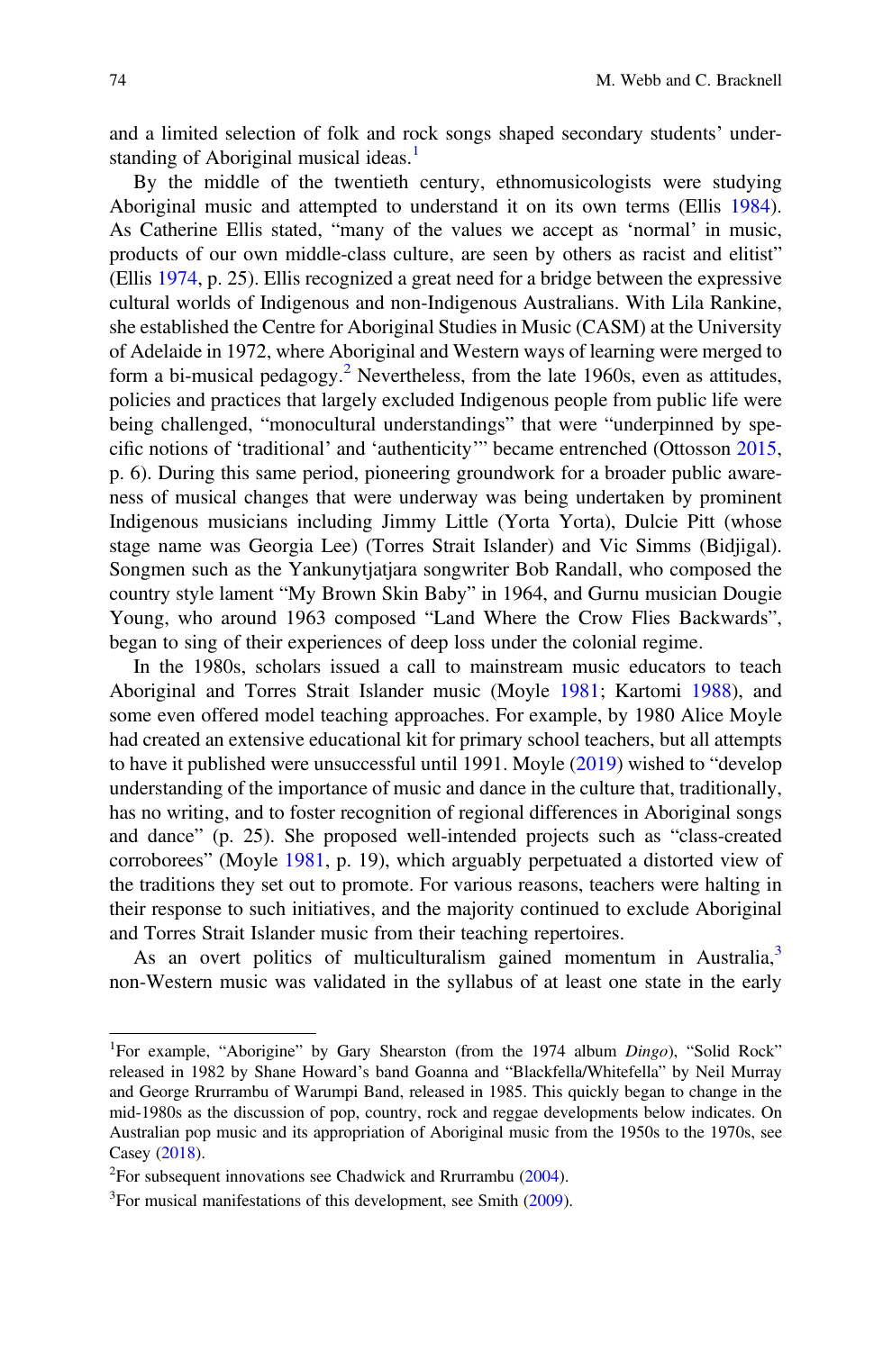and a limited selection of folk and rock songs shaped secondary students' understanding of Aboriginal musical ideas.[1]

By the middle of the twentieth century, ethnomusicologists were studying Aboriginal music and attempted to understand it on its own terms (Ellis 1984). As Catherine Ellis stated, "many of the values we accept as 'normal' in music, products of our own middle-class culture, are seen by others as racist and elitist" (Ellis 1974, p. 25). Ellis recognized a great need for a bridge between the expressive cultural worlds of Indigenous and non-Indigenous Australians. With Lila Rankine, she established the Centre for Aboriginal Studies in Music (CASM) at the University of Adelaide in 1972, where Aboriginal and Western ways of learning were merged to form a bi-musical pedagogy.[2] Nevertheless, from the late 1960s, even as attitudes, policies and practices that largely excluded Indigenous people from public life were being challenged, "monocultural understandings" that were "underpinned by specific notions of 'traditional' and 'authenticity'" became entrenched (Ottosson 2015, p. 6). During this same period, pioneering groundwork for a broader public awareness of musical changes that were underway was being undertaken by prominent Indigenous musicians including Jimmy Little (Yorta Yorta), Dulcie Pitt (whose stage name was Georgia Lee) (Torres Strait Islander) and Vic Simms (Bidjigal). Songmen such as the Yankunytjatjara songwriter Bob Randall, who composed the country style lament "My Brown Skin Baby" in 1964, and Gurnu musician Dougie Young, who around 1963 composed "Land Where the Crow Flies Backwards", began to sing of their experiences of deep loss under the colonial regime.

In the 1980s, scholars issued a call to mainstream music educators to teach Aboriginal and Torres Strait Islander music (Moyle 1981; Kartomi 1988), and some even offered model teaching approaches. For example, by 1980 Alice Moyle had created an extensive educational kit for primary school teachers, but all attempts to have it published were unsuccessful until 1991. Moyle (2019) wished to "develop understanding of the importance of music and dance in the culture that, traditionally, has no writing, and to foster recognition of regional differences in Aboriginal songs and dance" (p. 25). She proposed well-intended projects such as "class-created corroborees" (Moyle 1981, p. 19), which arguably perpetuated a distorted view of the traditions they set out to promote. For various reasons, teachers were halting in their response to such initiatives, and the majority continued to exclude Aboriginal and Torres Strait Islander music from their teaching repertoires.

As an overt politics of multiculturalism gained momentum in Australia,[3] non-Western music was validated in the syllabus of at least one state in the early

---

[1]For example, "Aborigine" by Gary Shearston (from the 1974 album *Dingo*), "Solid Rock" released in 1982 by Shane Howard's band Goanna and "Blackfella/Whitefella" by Neil Murray and George Rrurrambu of Warumpi Band, released in 1985. This quickly began to change in the mid-1980s as the discussion of pop, country, rock and reggae developments below indicates. On Australian pop music and its appropriation of Aboriginal music from the 1950s to the 1970s, see Casey (2018).

[2]For subsequent innovations see Chadwick and Rrurrambu (2004).

[3]For musical manifestations of this development, see Smith (2009).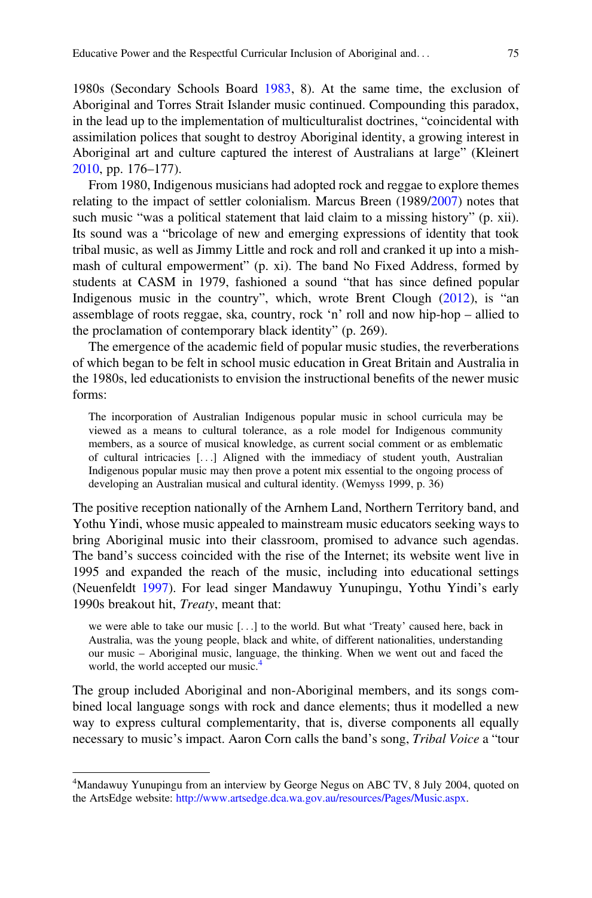1980s (Secondary Schools Board 1983, 8). At the same time, the exclusion of Aboriginal and Torres Strait Islander music continued. Compounding this paradox, in the lead up to the implementation of multiculturalist doctrines, "coincidental with assimilation polices that sought to destroy Aboriginal identity, a growing interest in Aboriginal art and culture captured the interest of Australians at large" (Kleinert 2010, pp. 176–177).

From 1980, Indigenous musicians had adopted rock and reggae to explore themes relating to the impact of settler colonialism. Marcus Breen (1989/2007) notes that such music "was a political statement that laid claim to a missing history" (p. xii). Its sound was a "bricolage of new and emerging expressions of identity that took tribal music, as well as Jimmy Little and rock and roll and cranked it up into a mish-mash of cultural empowerment" (p. xi). The band No Fixed Address, formed by students at CASM in 1979, fashioned a sound "that has since defined popular Indigenous music in the country", which, wrote Brent Clough (2012), is "an assemblage of roots reggae, ska, country, rock 'n' roll and now hip-hop – allied to the proclamation of contemporary black identity" (p. 269).

The emergence of the academic field of popular music studies, the reverberations of which began to be felt in school music education in Great Britain and Australia in the 1980s, led educationists to envision the instructional benefits of the newer music forms:

> The incorporation of Australian Indigenous popular music in school curricula may be viewed as a means to cultural tolerance, as a role model for Indigenous community members, as a source of musical knowledge, as current social comment or as emblematic of cultural intricacies [. . .] Aligned with the immediacy of student youth, Australian Indigenous popular music may then prove a potent mix essential to the ongoing process of developing an Australian musical and cultural identity. (Wemyss 1999, p. 36)

The positive reception nationally of the Arnhem Land, Northern Territory band, and Yothu Yindi, whose music appealed to mainstream music educators seeking ways to bring Aboriginal music into their classroom, promised to advance such agendas. The band's success coincided with the rise of the Internet; its website went live in 1995 and expanded the reach of the music, including into educational settings (Neuenfeldt 1997). For lead singer Mandawuy Yunupingu, Yothu Yindi's early 1990s breakout hit, *Treaty*, meant that:

> we were able to take our music [. . .] to the world. But what 'Treaty' caused here, back in Australia, was the young people, black and white, of different nationalities, understanding our music – Aboriginal music, language, the thinking. When we went out and faced the world, the world accepted our music.[4]

The group included Aboriginal and non-Aboriginal members, and its songs combined local language songs with rock and dance elements; thus it modelled a new way to express cultural complementarity, that is, diverse components all equally necessary to music's impact. Aaron Corn calls the band's song, *Tribal Voice* a "tour

---

[4]Mandawuy Yunupingu from an interview by George Negus on ABC TV, 8 July 2004, quoted on the ArtsEdge website: http://www.artsedge.dca.wa.gov.au/resources/Pages/Music.aspx.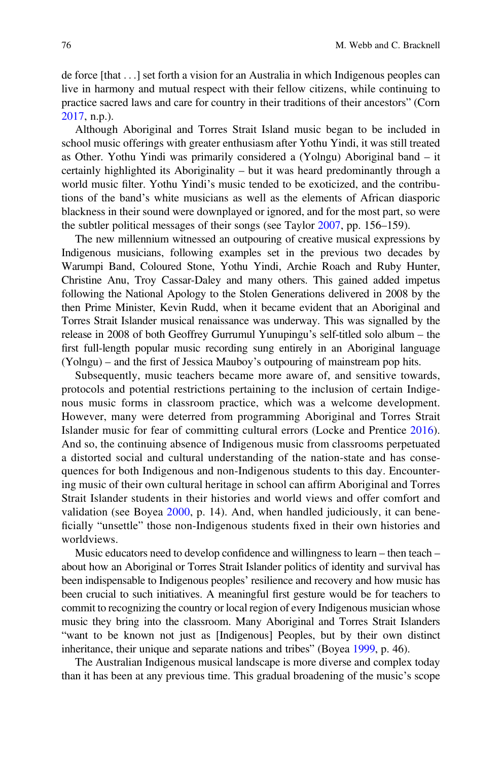de force [that . . .] set forth a vision for an Australia in which Indigenous peoples can live in harmony and mutual respect with their fellow citizens, while continuing to practice sacred laws and care for country in their traditions of their ancestors" (Corn 2017, n.p.).

Although Aboriginal and Torres Strait Island music began to be included in school music offerings with greater enthusiasm after Yothu Yindi, it was still treated as Other. Yothu Yindi was primarily considered a (Yolngu) Aboriginal band – it certainly highlighted its Aboriginality – but it was heard predominantly through a world music filter. Yothu Yindi's music tended to be exoticized, and the contributions of the band's white musicians as well as the elements of African diasporic blackness in their sound were downplayed or ignored, and for the most part, so were the subtler political messages of their songs (see Taylor 2007, pp. 156–159).

The new millennium witnessed an outpouring of creative musical expressions by Indigenous musicians, following examples set in the previous two decades by Warumpi Band, Coloured Stone, Yothu Yindi, Archie Roach and Ruby Hunter, Christine Anu, Troy Cassar-Daley and many others. This gained added impetus following the National Apology to the Stolen Generations delivered in 2008 by the then Prime Minister, Kevin Rudd, when it became evident that an Aboriginal and Torres Strait Islander musical renaissance was underway. This was signalled by the release in 2008 of both Geoffrey Gurrumul Yunupingu's self-titled solo album – the first full-length popular music recording sung entirely in an Aboriginal language (Yolngu) – and the first of Jessica Mauboy's outpouring of mainstream pop hits.

Subsequently, music teachers became more aware of, and sensitive towards, protocols and potential restrictions pertaining to the inclusion of certain Indigenous music forms in classroom practice, which was a welcome development. However, many were deterred from programming Aboriginal and Torres Strait Islander music for fear of committing cultural errors (Locke and Prentice 2016). And so, the continuing absence of Indigenous music from classrooms perpetuated a distorted social and cultural understanding of the nation-state and has consequences for both Indigenous and non-Indigenous students to this day. Encountering music of their own cultural heritage in school can affirm Aboriginal and Torres Strait Islander students in their histories and world views and offer comfort and validation (see Boyea 2000, p. 14). And, when handled judiciously, it can beneficially "unsettle" those non-Indigenous students fixed in their own histories and worldviews.

Music educators need to develop confidence and willingness to learn – then teach – about how an Aboriginal or Torres Strait Islander politics of identity and survival has been indispensable to Indigenous peoples' resilience and recovery and how music has been crucial to such initiatives. A meaningful first gesture would be for teachers to commit to recognizing the country or local region of every Indigenous musician whose music they bring into the classroom. Many Aboriginal and Torres Strait Islanders "want to be known not just as [Indigenous] Peoples, but by their own distinct inheritance, their unique and separate nations and tribes" (Boyea 1999, p. 46).

The Australian Indigenous musical landscape is more diverse and complex today than it has been at any previous time. This gradual broadening of the music's scope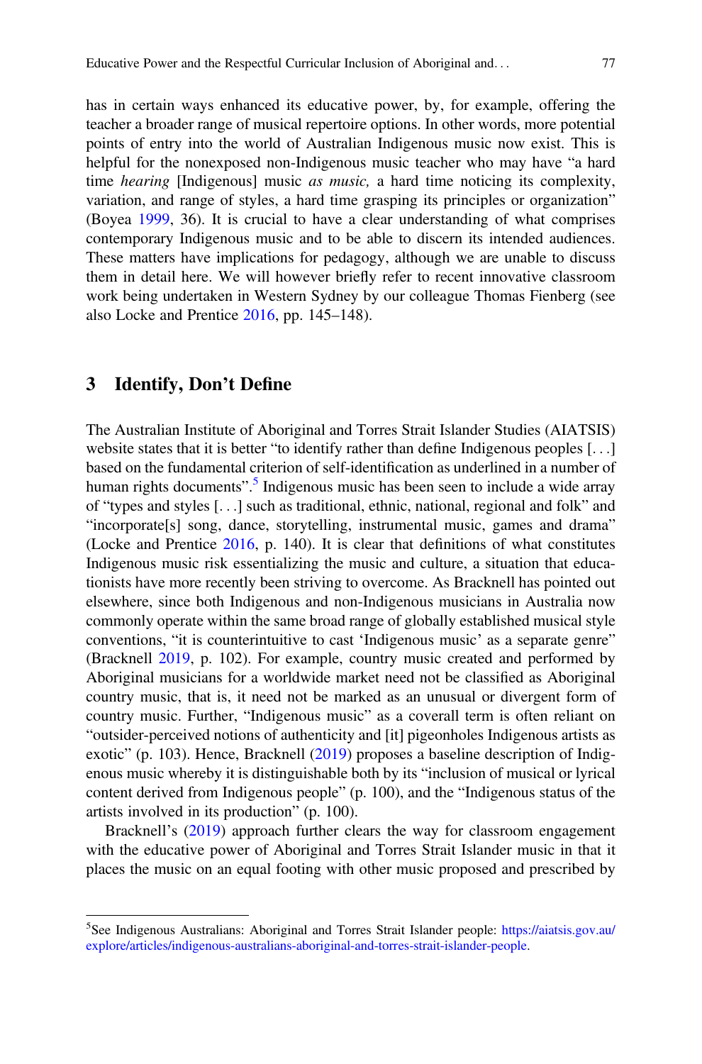has in certain ways enhanced its educative power, by, for example, offering the teacher a broader range of musical repertoire options. In other words, more potential points of entry into the world of Australian Indigenous music now exist. This is helpful for the nonexposed non-Indigenous music teacher who may have "a hard time *hearing* [Indigenous] music *as music,* a hard time noticing its complexity, variation, and range of styles, a hard time grasping its principles or organization" (Boyea 1999, 36). It is crucial to have a clear understanding of what comprises contemporary Indigenous music and to be able to discern its intended audiences. These matters have implications for pedagogy, although we are unable to discuss them in detail here. We will however briefly refer to recent innovative classroom work being undertaken in Western Sydney by our colleague Thomas Fienberg (see also Locke and Prentice 2016, pp. 145–148).

## 3 Identify, Don't Define

The Australian Institute of Aboriginal and Torres Strait Islander Studies (AIATSIS) website states that it is better "to identify rather than define Indigenous peoples [. . .] based on the fundamental criterion of self-identification as underlined in a number of human rights documents".[5] Indigenous music has been seen to include a wide array of "types and styles [. . .] such as traditional, ethnic, national, regional and folk" and "incorporate[s] song, dance, storytelling, instrumental music, games and drama" (Locke and Prentice 2016, p. 140). It is clear that definitions of what constitutes Indigenous music risk essentializing the music and culture, a situation that educationists have more recently been striving to overcome. As Bracknell has pointed out elsewhere, since both Indigenous and non-Indigenous musicians in Australia now commonly operate within the same broad range of globally established musical style conventions, "it is counterintuitive to cast 'Indigenous music' as a separate genre" (Bracknell 2019, p. 102). For example, country music created and performed by Aboriginal musicians for a worldwide market need not be classified as Aboriginal country music, that is, it need not be marked as an unusual or divergent form of country music. Further, "Indigenous music" as a coverall term is often reliant on "outsider-perceived notions of authenticity and [it] pigeonholes Indigenous artists as exotic" (p. 103). Hence, Bracknell (2019) proposes a baseline description of Indigenous music whereby it is distinguishable both by its "inclusion of musical or lyrical content derived from Indigenous people" (p. 100), and the "Indigenous status of the artists involved in its production" (p. 100).

Bracknell's (2019) approach further clears the way for classroom engagement with the educative power of Aboriginal and Torres Strait Islander music in that it places the music on an equal footing with other music proposed and prescribed by

---

[5]See Indigenous Australians: Aboriginal and Torres Strait Islander people: https://aiatsis.gov.au/explore/articles/indigenous-australians-aboriginal-and-torres-strait-islander-people.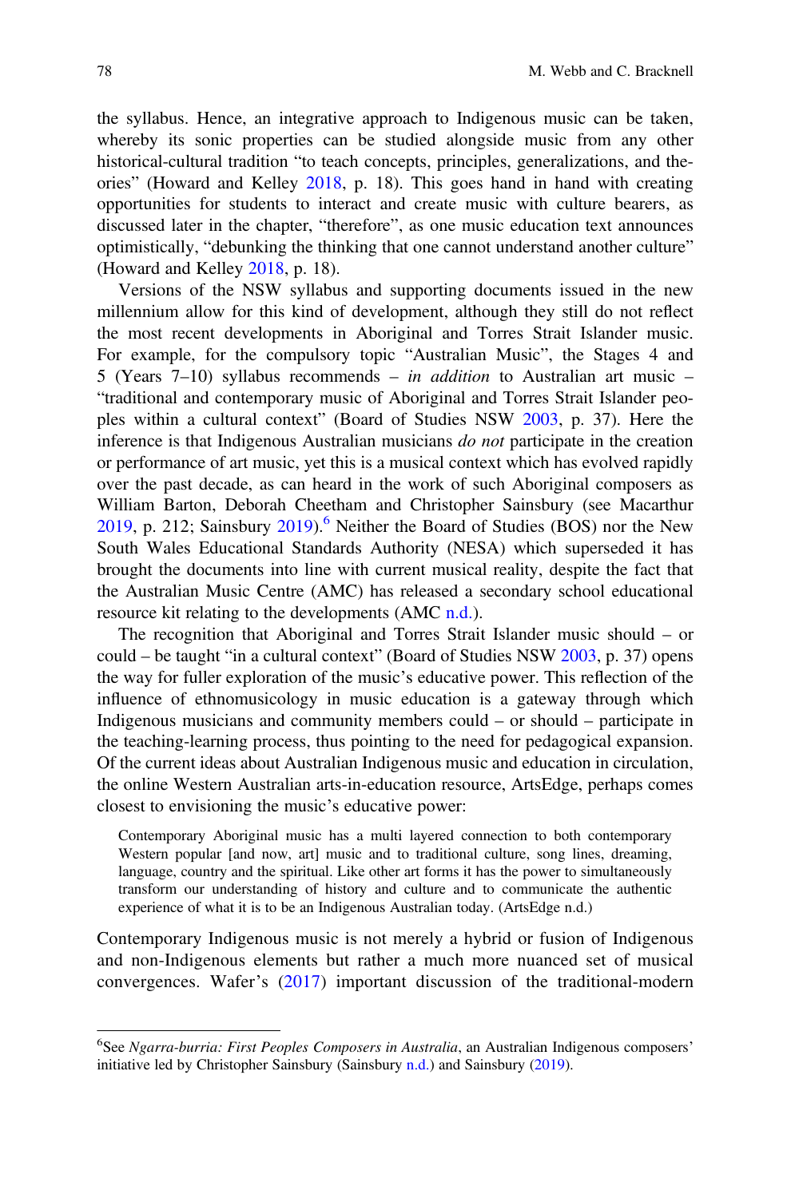the syllabus. Hence, an integrative approach to Indigenous music can be taken, whereby its sonic properties can be studied alongside music from any other historical-cultural tradition "to teach concepts, principles, generalizations, and theories" (Howard and Kelley 2018, p. 18). This goes hand in hand with creating opportunities for students to interact and create music with culture bearers, as discussed later in the chapter, "therefore", as one music education text announces optimistically, "debunking the thinking that one cannot understand another culture" (Howard and Kelley 2018, p. 18).

Versions of the NSW syllabus and supporting documents issued in the new millennium allow for this kind of development, although they still do not reflect the most recent developments in Aboriginal and Torres Strait Islander music. For example, for the compulsory topic "Australian Music", the Stages 4 and 5 (Years 7–10) syllabus recommends – *in addition* to Australian art music – "traditional and contemporary music of Aboriginal and Torres Strait Islander peoples within a cultural context" (Board of Studies NSW 2003, p. 37). Here the inference is that Indigenous Australian musicians *do not* participate in the creation or performance of art music, yet this is a musical context which has evolved rapidly over the past decade, as can heard in the work of such Aboriginal composers as William Barton, Deborah Cheetham and Christopher Sainsbury (see Macarthur 2019, p. 212; Sainsbury 2019).[6] Neither the Board of Studies (BOS) nor the New South Wales Educational Standards Authority (NESA) which superseded it has brought the documents into line with current musical reality, despite the fact that the Australian Music Centre (AMC) has released a secondary school educational resource kit relating to the developments (AMC n.d.).

The recognition that Aboriginal and Torres Strait Islander music should – or could – be taught "in a cultural context" (Board of Studies NSW 2003, p. 37) opens the way for fuller exploration of the music's educative power. This reflection of the influence of ethnomusicology in music education is a gateway through which Indigenous musicians and community members could – or should – participate in the teaching-learning process, thus pointing to the need for pedagogical expansion. Of the current ideas about Australian Indigenous music and education in circulation, the online Western Australian arts-in-education resource, ArtsEdge, perhaps comes closest to envisioning the music's educative power:

> Contemporary Aboriginal music has a multi layered connection to both contemporary Western popular [and now, art] music and to traditional culture, song lines, dreaming, language, country and the spiritual. Like other art forms it has the power to simultaneously transform our understanding of history and culture and to communicate the authentic experience of what it is to be an Indigenous Australian today. (ArtsEdge n.d.)

Contemporary Indigenous music is not merely a hybrid or fusion of Indigenous and non-Indigenous elements but rather a much more nuanced set of musical convergences. Wafer's (2017) important discussion of the traditional-modern

[6] See *Ngarra-burria: First Peoples Composers in Australia*, an Australian Indigenous composers' initiative led by Christopher Sainsbury (Sainsbury n.d.) and Sainsbury (2019).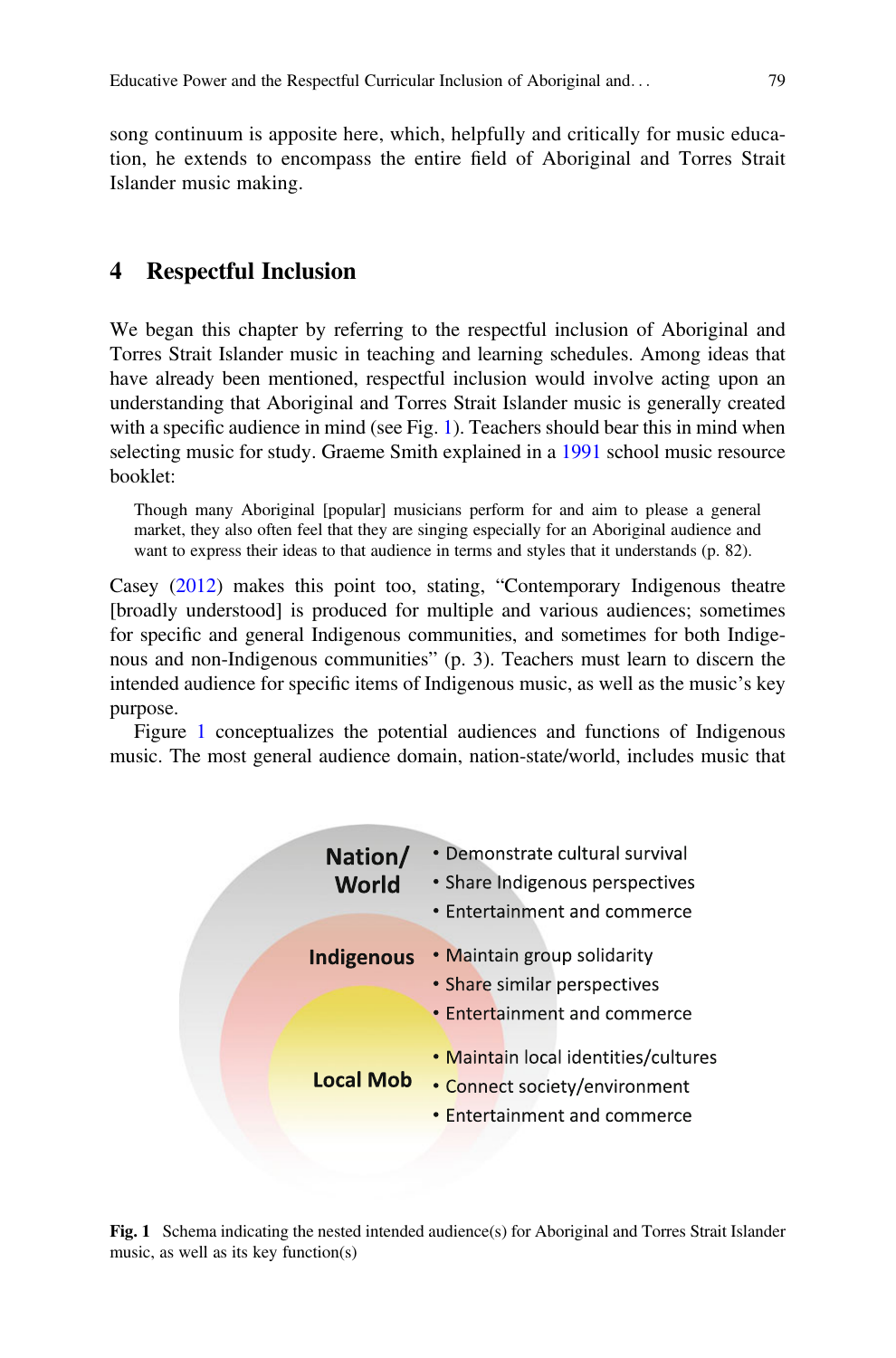song continuum is apposite here, which, helpfully and critically for music education, he extends to encompass the entire field of Aboriginal and Torres Strait Islander music making.

## 4 Respectful Inclusion

We began this chapter by referring to the respectful inclusion of Aboriginal and Torres Strait Islander music in teaching and learning schedules. Among ideas that have already been mentioned, respectful inclusion would involve acting upon an understanding that Aboriginal and Torres Strait Islander music is generally created with a specific audience in mind (see Fig. 1). Teachers should bear this in mind when selecting music for study. Graeme Smith explained in a 1991 school music resource booklet:

> Though many Aboriginal [popular] musicians perform for and aim to please a general market, they also often feel that they are singing especially for an Aboriginal audience and want to express their ideas to that audience in terms and styles that it understands (p. 82).

Casey (2012) makes this point too, stating, "Contemporary Indigenous theatre [broadly understood] is produced for multiple and various audiences; sometimes for specific and general Indigenous communities, and sometimes for both Indigenous and non-Indigenous communities" (p. 3). Teachers must learn to discern the intended audience for specific items of Indigenous music, as well as the music's key purpose.

Figure 1 conceptualizes the potential audiences and functions of Indigenous music. The most general audience domain, nation-state/world, includes music that

**Nation/ World**
- Demonstrate cultural survival
- Share Indigenous perspectives
- Entertainment and commerce

**Indigenous**
- Maintain group solidarity
- Share similar perspectives
- Entertainment and commerce

**Local Mob**
- Maintain local identities/cultures
- Connect society/environment
- Entertainment and commerce

**Fig. 1** Schema indicating the nested intended audience(s) for Aboriginal and Torres Strait Islander music, as well as its key function(s)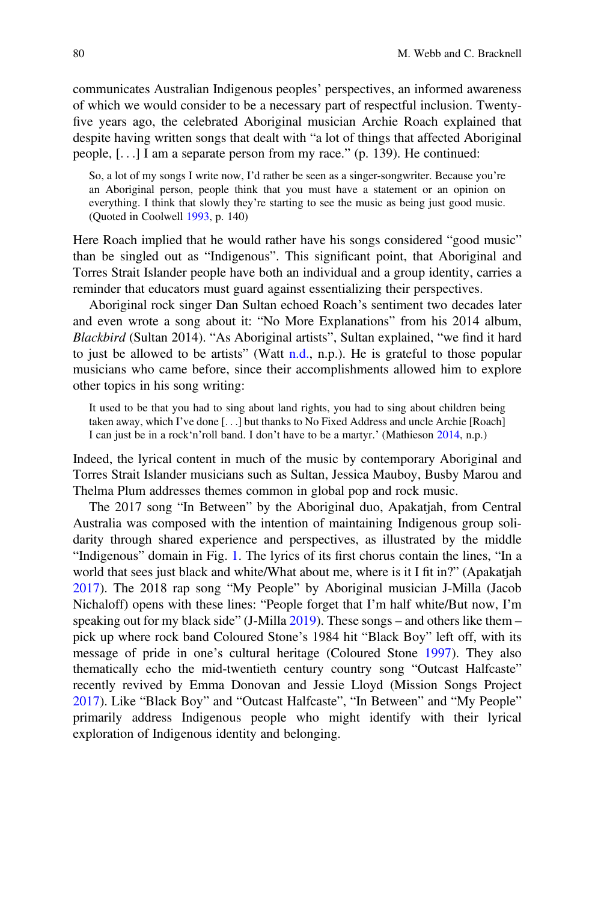communicates Australian Indigenous peoples' perspectives, an informed awareness of which we would consider to be a necessary part of respectful inclusion. Twenty-five years ago, the celebrated Aboriginal musician Archie Roach explained that despite having written songs that dealt with "a lot of things that affected Aboriginal people, [. . .] I am a separate person from my race." (p. 139). He continued:

> So, a lot of my songs I write now, I'd rather be seen as a singer-songwriter. Because you're an Aboriginal person, people think that you must have a statement or an opinion on everything. I think that slowly they're starting to see the music as being just good music. (Quoted in Coolwell 1993, p. 140)

Here Roach implied that he would rather have his songs considered "good music" than be singled out as "Indigenous". This significant point, that Aboriginal and Torres Strait Islander people have both an individual and a group identity, carries a reminder that educators must guard against essentializing their perspectives.

Aboriginal rock singer Dan Sultan echoed Roach's sentiment two decades later and even wrote a song about it: "No More Explanations" from his 2014 album, *Blackbird* (Sultan 2014). "As Aboriginal artists", Sultan explained, "we find it hard to just be allowed to be artists" (Watt n.d., n.p.). He is grateful to those popular musicians who came before, since their accomplishments allowed him to explore other topics in his song writing:

> It used to be that you had to sing about land rights, you had to sing about children being taken away, which I've done [. . .] but thanks to No Fixed Address and uncle Archie [Roach] I can just be in a rock'n'roll band. I don't have to be a martyr.' (Mathieson 2014, n.p.)

Indeed, the lyrical content in much of the music by contemporary Aboriginal and Torres Strait Islander musicians such as Sultan, Jessica Mauboy, Busby Marou and Thelma Plum addresses themes common in global pop and rock music.

The 2017 song "In Between" by the Aboriginal duo, Apakatjah, from Central Australia was composed with the intention of maintaining Indigenous group solidarity through shared experience and perspectives, as illustrated by the middle "Indigenous" domain in Fig. 1. The lyrics of its first chorus contain the lines, "In a world that sees just black and white/What about me, where is it I fit in?" (Apakatjah 2017). The 2018 rap song "My People" by Aboriginal musician J-Milla (Jacob Nichaloff) opens with these lines: "People forget that I'm half white/But now, I'm speaking out for my black side" (J-Milla 2019). These songs – and others like them – pick up where rock band Coloured Stone's 1984 hit "Black Boy" left off, with its message of pride in one's cultural heritage (Coloured Stone 1997). They also thematically echo the mid-twentieth century country song "Outcast Halfcaste" recently revived by Emma Donovan and Jessie Lloyd (Mission Songs Project 2017). Like "Black Boy" and "Outcast Halfcaste", "In Between" and "My People" primarily address Indigenous people who might identify with their lyrical exploration of Indigenous identity and belonging.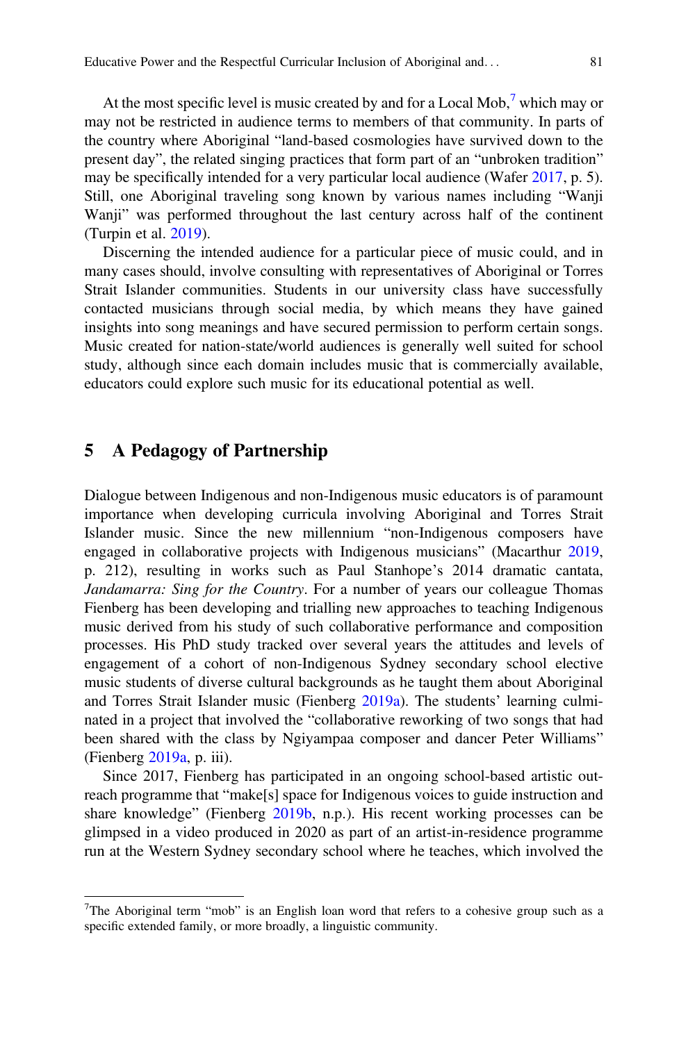At the most specific level is music created by and for a Local Mob,[7] which may or may not be restricted in audience terms to members of that community. In parts of the country where Aboriginal "land-based cosmologies have survived down to the present day", the related singing practices that form part of an "unbroken tradition" may be specifically intended for a very particular local audience (Wafer 2017, p. 5). Still, one Aboriginal traveling song known by various names including "Wanji Wanji" was performed throughout the last century across half of the continent (Turpin et al. 2019).

Discerning the intended audience for a particular piece of music could, and in many cases should, involve consulting with representatives of Aboriginal or Torres Strait Islander communities. Students in our university class have successfully contacted musicians through social media, by which means they have gained insights into song meanings and have secured permission to perform certain songs. Music created for nation-state/world audiences is generally well suited for school study, although since each domain includes music that is commercially available, educators could explore such music for its educational potential as well.

## 5 A Pedagogy of Partnership

Dialogue between Indigenous and non-Indigenous music educators is of paramount importance when developing curricula involving Aboriginal and Torres Strait Islander music. Since the new millennium "non-Indigenous composers have engaged in collaborative projects with Indigenous musicians" (Macarthur 2019, p. 212), resulting in works such as Paul Stanhope's 2014 dramatic cantata, *Jandamarra: Sing for the Country*. For a number of years our colleague Thomas Fienberg has been developing and trialling new approaches to teaching Indigenous music derived from his study of such collaborative performance and composition processes. His PhD study tracked over several years the attitudes and levels of engagement of a cohort of non-Indigenous Sydney secondary school elective music students of diverse cultural backgrounds as he taught them about Aboriginal and Torres Strait Islander music (Fienberg 2019a). The students' learning culminated in a project that involved the "collaborative reworking of two songs that had been shared with the class by Ngiyampaa composer and dancer Peter Williams" (Fienberg 2019a, p. iii).

Since 2017, Fienberg has participated in an ongoing school-based artistic outreach programme that "make[s] space for Indigenous voices to guide instruction and share knowledge" (Fienberg 2019b, n.p.). His recent working processes can be glimpsed in a video produced in 2020 as part of an artist-in-residence programme run at the Western Sydney secondary school where he teaches, which involved the

[7] The Aboriginal term "mob" is an English loan word that refers to a cohesive group such as a specific extended family, or more broadly, a linguistic community.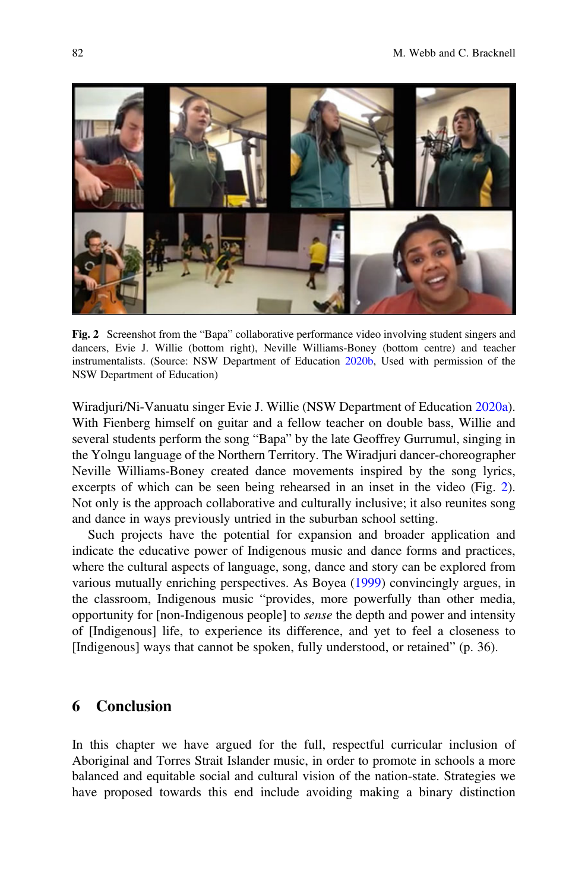Fig. 2 Screenshot from the "Bapa" collaborative performance video involving student singers and dancers, Evie J. Willie (bottom right), Neville Williams-Boney (bottom centre) and teacher instrumentalists. (Source: NSW Department of Education 2020b, Used with permission of the NSW Department of Education)

Wiradjuri/Ni-Vanuatu singer Evie J. Willie (NSW Department of Education 2020a). With Fienberg himself on guitar and a fellow teacher on double bass, Willie and several students perform the song "Bapa" by the late Geoffrey Gurrumul, singing in the Yolngu language of the Northern Territory. The Wiradjuri dancer-choreographer Neville Williams-Boney created dance movements inspired by the song lyrics, excerpts of which can be seen being rehearsed in an inset in the video (Fig. 2). Not only is the approach collaborative and culturally inclusive; it also reunites song and dance in ways previously untried in the suburban school setting.

Such projects have the potential for expansion and broader application and indicate the educative power of Indigenous music and dance forms and practices, where the cultural aspects of language, song, dance and story can be explored from various mutually enriching perspectives. As Boyea (1999) convincingly argues, in the classroom, Indigenous music "provides, more powerfully than other media, opportunity for [non-Indigenous people] to *sense* the depth and power and intensity of [Indigenous] life, to experience its difference, and yet to feel a closeness to [Indigenous] ways that cannot be spoken, fully understood, or retained" (p. 36).

## 6 Conclusion

In this chapter we have argued for the full, respectful curricular inclusion of Aboriginal and Torres Strait Islander music, in order to promote in schools a more balanced and equitable social and cultural vision of the nation-state. Strategies we have proposed towards this end include avoiding making a binary distinction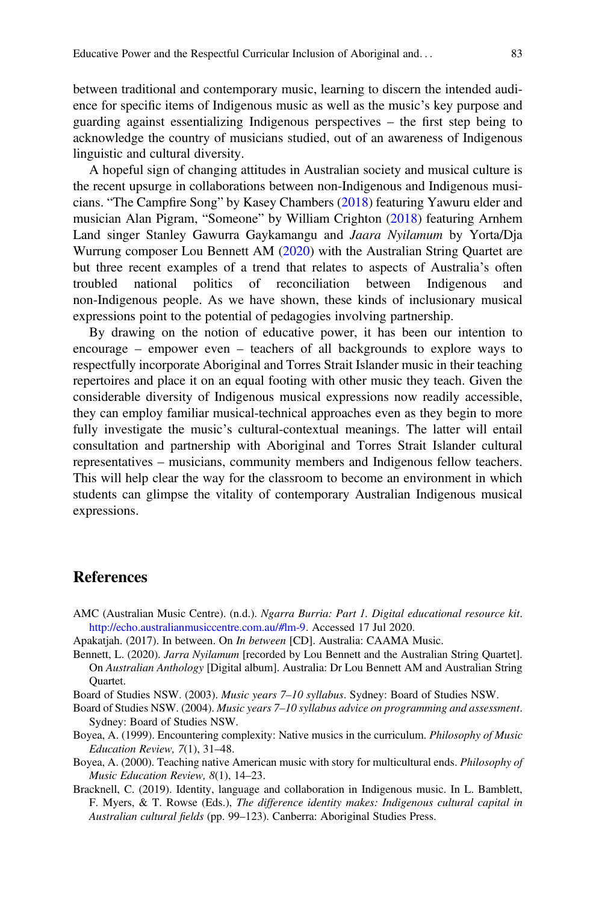between traditional and contemporary music, learning to discern the intended audience for specific items of Indigenous music as well as the music's key purpose and guarding against essentializing Indigenous perspectives – the first step being to acknowledge the country of musicians studied, out of an awareness of Indigenous linguistic and cultural diversity.

A hopeful sign of changing attitudes in Australian society and musical culture is the recent upsurge in collaborations between non-Indigenous and Indigenous musicians. "The Campfire Song" by Kasey Chambers (2018) featuring Yawuru elder and musician Alan Pigram, "Someone" by William Crighton (2018) featuring Arnhem Land singer Stanley Gawurra Gaykamangu and *Jaara Nyilamum* by Yorta/Dja Wurrung composer Lou Bennett AM (2020) with the Australian String Quartet are but three recent examples of a trend that relates to aspects of Australia's often troubled national politics of reconciliation between Indigenous and non-Indigenous people. As we have shown, these kinds of inclusionary musical expressions point to the potential of pedagogies involving partnership.

By drawing on the notion of educative power, it has been our intention to encourage – empower even – teachers of all backgrounds to explore ways to respectfully incorporate Aboriginal and Torres Strait Islander music in their teaching repertoires and place it on an equal footing with other music they teach. Given the considerable diversity of Indigenous musical expressions now readily accessible, they can employ familiar musical-technical approaches even as they begin to more fully investigate the music's cultural-contextual meanings. The latter will entail consultation and partnership with Aboriginal and Torres Strait Islander cultural representatives – musicians, community members and Indigenous fellow teachers. This will help clear the way for the classroom to become an environment in which students can glimpse the vitality of contemporary Australian Indigenous musical expressions.

## References

AMC (Australian Music Centre). (n.d.). *Ngarra Burria: Part 1. Digital educational resource kit*. http://echo.australianmusiccentre.com.au/#lm-9. Accessed 17 Jul 2020.

Apakatjah. (2017). In between. On *In between* [CD]. Australia: CAAMA Music.

Bennett, L. (2020). *Jarra Nyilamum* [recorded by Lou Bennett and the Australian String Quartet]. On *Australian Anthology* [Digital album]. Australia: Dr Lou Bennett AM and Australian String Quartet.

Board of Studies NSW. (2003). *Music years 7–10 syllabus*. Sydney: Board of Studies NSW.

Board of Studies NSW. (2004). *Music years 7–10 syllabus advice on programming and assessment*. Sydney: Board of Studies NSW.

Boyea, A. (1999). Encountering complexity: Native musics in the curriculum. *Philosophy of Music Education Review, 7*(1), 31–48.

Boyea, A. (2000). Teaching native American music with story for multicultural ends. *Philosophy of Music Education Review, 8*(1), 14–23.

Bracknell, C. (2019). Identity, language and collaboration in Indigenous music. In L. Bamblett, F. Myers, & T. Rowse (Eds.), *The difference identity makes: Indigenous cultural capital in Australian cultural fields* (pp. 99–123). Canberra: Aboriginal Studies Press.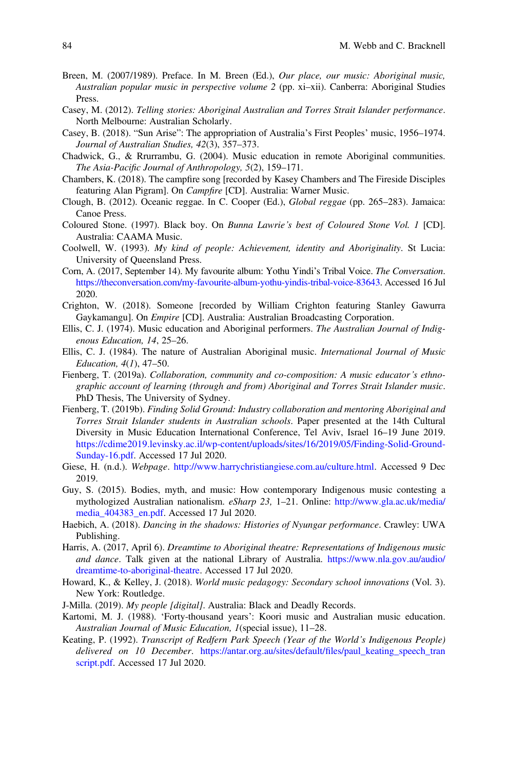Breen, M. (2007/1989). Preface. In M. Breen (Ed.), *Our place, our music: Aboriginal music, Australian popular music in perspective volume 2* (pp. xi–xii). Canberra: Aboriginal Studies Press.

Casey, M. (2012). *Telling stories: Aboriginal Australian and Torres Strait Islander performance*. North Melbourne: Australian Scholarly.

Casey, B. (2018). "Sun Arise": The appropriation of Australia's First Peoples' music, 1956–1974. *Journal of Australian Studies, 42*(3), 357–373.

Chadwick, G., & Rrurrambu, G. (2004). Music education in remote Aboriginal communities. *The Asia-Pacific Journal of Anthropology, 5*(2), 159–171.

Chambers, K. (2018). The campfire song [recorded by Kasey Chambers and The Fireside Disciples featuring Alan Pigram]. On *Campfire* [CD]. Australia: Warner Music.

Clough, B. (2012). Oceanic reggae. In C. Cooper (Ed.), *Global reggae* (pp. 265–283). Jamaica: Canoe Press.

Coloured Stone. (1997). Black boy. On *Bunna Lawrie's best of Coloured Stone Vol. 1* [CD]. Australia: CAAMA Music.

Coolwell, W. (1993). *My kind of people: Achievement, identity and Aboriginality*. St Lucia: University of Queensland Press.

Corn, A. (2017, September 14). My favourite album: Yothu Yindi's Tribal Voice. *The Conversation*. https://theconversation.com/my-favourite-album-yothu-yindis-tribal-voice-83643. Accessed 16 Jul 2020.

Crighton, W. (2018). Someone [recorded by William Crighton featuring Stanley Gawurra Gaykamangu]. On *Empire* [CD]. Australia: Australian Broadcasting Corporation.

Ellis, C. J. (1974). Music education and Aboriginal performers. *The Australian Journal of Indigenous Education, 14*, 25–26.

Ellis, C. J. (1984). The nature of Australian Aboriginal music. *International Journal of Music Education, 4*(*1*), 47–50.

Fienberg, T. (2019a). *Collaboration, community and co-composition: A music educator's ethnographic account of learning (through and from) Aboriginal and Torres Strait Islander music*. PhD Thesis, The University of Sydney.

Fienberg, T. (2019b). *Finding Solid Ground: Industry collaboration and mentoring Aboriginal and Torres Strait Islander students in Australian schools*. Paper presented at the 14th Cultural Diversity in Music Education International Conference, Tel Aviv, Israel 16–19 June 2019. https://cdime2019.levinsky.ac.il/wp-content/uploads/sites/16/2019/05/Finding-Solid-Ground-Sunday-16.pdf. Accessed 17 Jul 2020.

Giese, H. (n.d.). *Webpage*. http://www.harrychristiangiese.com.au/culture.html. Accessed 9 Dec 2019.

Guy, S. (2015). Bodies, myth, and music: How contemporary Indigenous music contesting a mythologized Australian nationalism. *eSharp 23,* 1–21. Online: http://www.gla.ac.uk/media/media_404383_en.pdf. Accessed 17 Jul 2020.

Haebich, A. (2018). *Dancing in the shadows: Histories of Nyungar performance*. Crawley: UWA Publishing.

Harris, A. (2017, April 6). *Dreamtime to Aboriginal theatre: Representations of Indigenous music and dance*. Talk given at the national Library of Australia. https://www.nla.gov.au/audio/dreamtime-to-aboriginal-theatre. Accessed 17 Jul 2020.

Howard, K., & Kelley, J. (2018). *World music pedagogy: Secondary school innovations* (Vol. 3). New York: Routledge.

J-Milla. (2019). *My people [digital]*. Australia: Black and Deadly Records.

Kartomi, M. J. (1988). 'Forty-thousand years': Koori music and Australian music education. *Australian Journal of Music Education, 1*(special issue), 11–28.

Keating, P. (1992). *Transcript of Redfern Park Speech (Year of the World's Indigenous People) delivered on 10 December*. https://antar.org.au/sites/default/files/paul_keating_speech_transcript.pdf. Accessed 17 Jul 2020.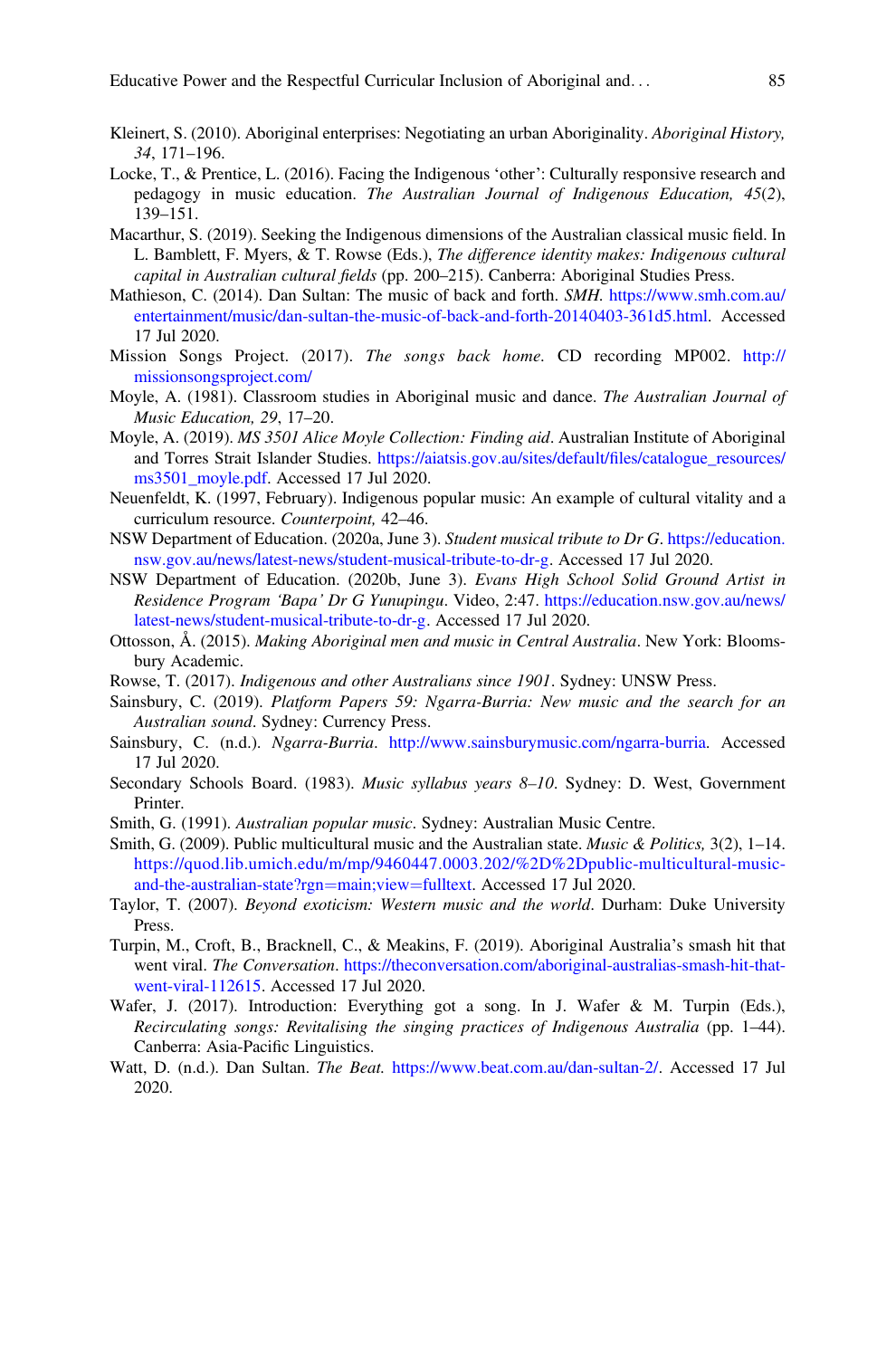Kleinert, S. (2010). Aboriginal enterprises: Negotiating an urban Aboriginality. *Aboriginal History, 34*, 171–196.

Locke, T., & Prentice, L. (2016). Facing the Indigenous 'other': Culturally responsive research and pedagogy in music education. *The Australian Journal of Indigenous Education, 45*(2), 139–151.

Macarthur, S. (2019). Seeking the Indigenous dimensions of the Australian classical music field. In L. Bamblett, F. Myers, & T. Rowse (Eds.), *The difference identity makes: Indigenous cultural capital in Australian cultural fields* (pp. 200–215). Canberra: Aboriginal Studies Press.

Mathieson, C. (2014). Dan Sultan: The music of back and forth. *SMH*. https://www.smh.com.au/entertainment/music/dan-sultan-the-music-of-back-and-forth-20140403-361d5.html. Accessed 17 Jul 2020.

Mission Songs Project. (2017). *The songs back home*. CD recording MP002. http://missionsongsproject.com/

Moyle, A. (1981). Classroom studies in Aboriginal music and dance. *The Australian Journal of Music Education, 29*, 17–20.

Moyle, A. (2019). *MS 3501 Alice Moyle Collection: Finding aid*. Australian Institute of Aboriginal and Torres Strait Islander Studies. https://aiatsis.gov.au/sites/default/files/catalogue_resources/ms3501_moyle.pdf. Accessed 17 Jul 2020.

Neuenfeldt, K. (1997, February). Indigenous popular music: An example of cultural vitality and a curriculum resource. *Counterpoint,* 42–46.

NSW Department of Education. (2020a, June 3). *Student musical tribute to Dr G*. https://education.nsw.gov.au/news/latest-news/student-musical-tribute-to-dr-g. Accessed 17 Jul 2020.

NSW Department of Education. (2020b, June 3). *Evans High School Solid Ground Artist in Residence Program 'Bapa' Dr G Yunupingu*. Video, 2:47. https://education.nsw.gov.au/news/latest-news/student-musical-tribute-to-dr-g. Accessed 17 Jul 2020.

Ottosson, Å. (2015). *Making Aboriginal men and music in Central Australia*. New York: Bloomsbury Academic.

Rowse, T. (2017). *Indigenous and other Australians since 1901*. Sydney: UNSW Press.

Sainsbury, C. (2019). *Platform Papers 59: Ngarra-Burria: New music and the search for an Australian sound*. Sydney: Currency Press.

Sainsbury, C. (n.d.). *Ngarra-Burria*. http://www.sainsburymusic.com/ngarra-burria. Accessed 17 Jul 2020.

Secondary Schools Board. (1983). *Music syllabus years 8–10*. Sydney: D. West, Government Printer.

Smith, G. (1991). *Australian popular music*. Sydney: Australian Music Centre.

Smith, G. (2009). Public multicultural music and the Australian state. *Music & Politics,* 3(2), 1–14. https://quod.lib.umich.edu/m/mp/9460447.0003.202/%2D%2Dpublic-multicultural-music-and-the-australian-state?rgn=main;view=fulltext. Accessed 17 Jul 2020.

Taylor, T. (2007). *Beyond exoticism: Western music and the world*. Durham: Duke University Press.

Turpin, M., Croft, B., Bracknell, C., & Meakins, F. (2019). Aboriginal Australia's smash hit that went viral. *The Conversation*. https://theconversation.com/aboriginal-australias-smash-hit-that-went-viral-112615. Accessed 17 Jul 2020.

Wafer, J. (2017). Introduction: Everything got a song. In J. Wafer & M. Turpin (Eds.), *Recirculating songs: Revitalising the singing practices of Indigenous Australia* (pp. 1–44). Canberra: Asia-Pacific Linguistics.

Watt, D. (n.d.). Dan Sultan. *The Beat*. https://www.beat.com.au/dan-sultan-2/. Accessed 17 Jul 2020.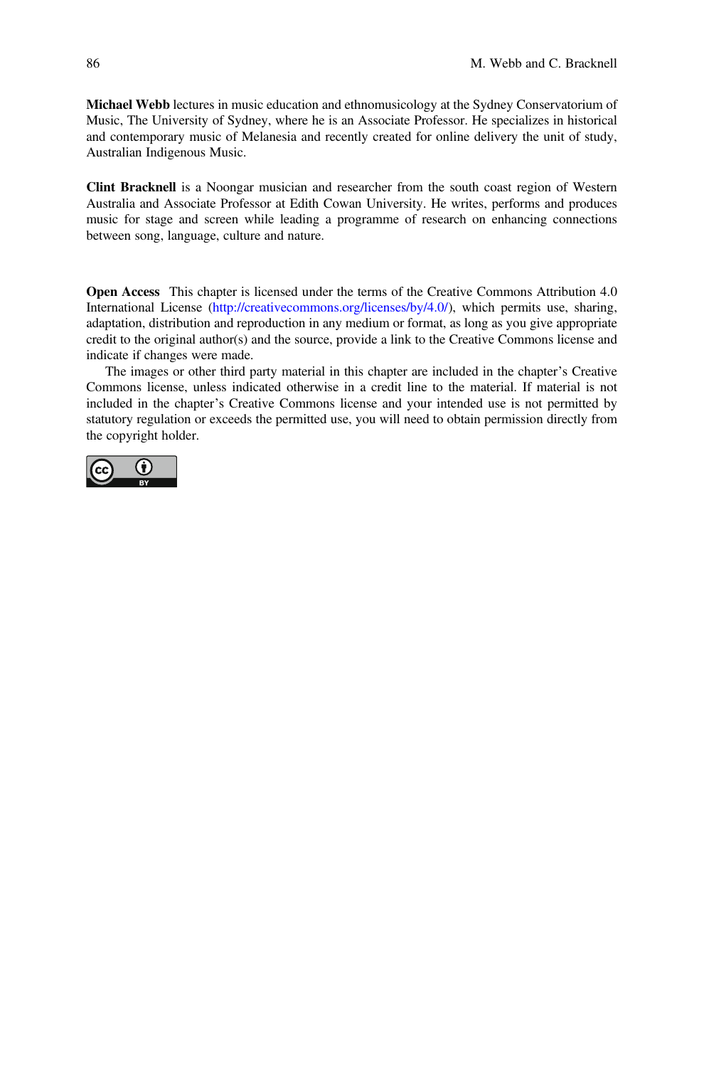**Michael Webb** lectures in music education and ethnomusicology at the Sydney Conservatorium of Music, The University of Sydney, where he is an Associate Professor. He specializes in historical and contemporary music of Melanesia and recently created for online delivery the unit of study, Australian Indigenous Music.

**Clint Bracknell** is a Noongar musician and researcher from the south coast region of Western Australia and Associate Professor at Edith Cowan University. He writes, performs and produces music for stage and screen while leading a programme of research on enhancing connections between song, language, culture and nature.

**Open Access** This chapter is licensed under the terms of the Creative Commons Attribution 4.0 International License (http://creativecommons.org/licenses/by/4.0/), which permits use, sharing, adaptation, distribution and reproduction in any medium or format, as long as you give appropriate credit to the original author(s) and the source, provide a link to the Creative Commons license and indicate if changes were made.

The images or other third party material in this chapter are included in the chapter's Creative Commons license, unless indicated otherwise in a credit line to the material. If material is not included in the chapter's Creative Commons license and your intended use is not permitted by statutory regulation or exceeds the permitted use, you will need to obtain permission directly from the copyright holder.